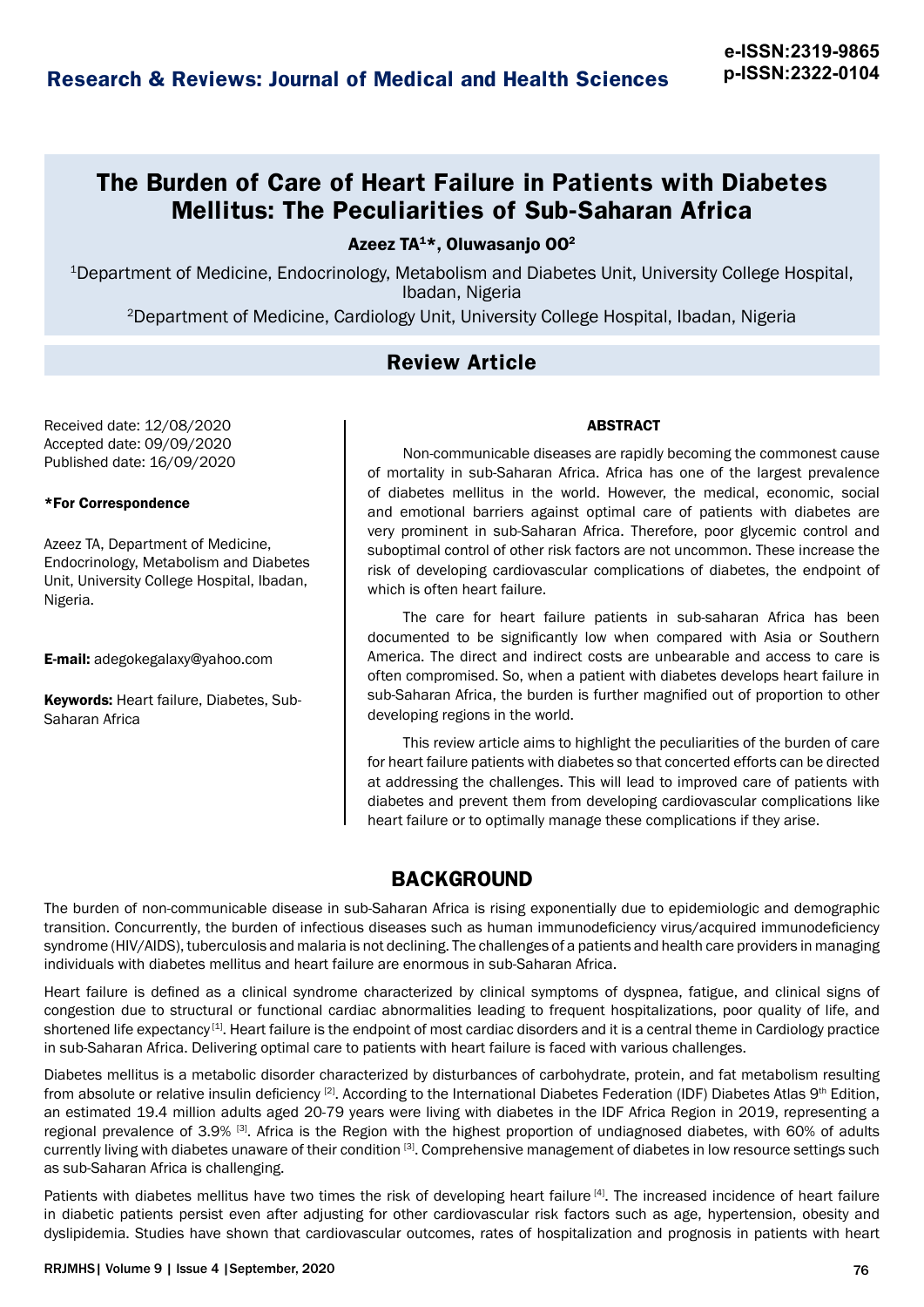# The Burden of Care of Heart Failure in Patients with Diabetes Mellitus: The Peculiarities of Sub-Saharan Africa

**Azeez TA[1]*, Oluwasanjo OO[2]**

[1]Department of Medicine, Endocrinology, Metabolism and Diabetes Unit, University College Hospital, Ibadan, Nigeria

[2]Department of Medicine, Cardiology Unit, University College Hospital, Ibadan, Nigeria

## Review Article

Received date: 12/08/2020
Accepted date: 09/09/2020
Published date: 16/09/2020

**\*For Correspondence**

Azeez TA, Department of Medicine, Endocrinology, Metabolism and Diabetes Unit, University College Hospital, Ibadan, Nigeria.

**E-mail:** adegokegalaxy@yahoo.com

**Keywords:** Heart failure, Diabetes, Sub-Saharan Africa

### ABSTRACT

Non-communicable diseases are rapidly becoming the commonest cause of mortality in sub-Saharan Africa. Africa has one of the largest prevalence of diabetes mellitus in the world. However, the medical, economic, social and emotional barriers against optimal care of patients with diabetes are very prominent in sub-Saharan Africa. Therefore, poor glycemic control and suboptimal control of other risk factors are not uncommon. These increase the risk of developing cardiovascular complications of diabetes, the endpoint of which is often heart failure.

The care for heart failure patients in sub-saharan Africa has been documented to be significantly low when compared with Asia or Southern America. The direct and indirect costs are unbearable and access to care is often compromised. So, when a patient with diabetes develops heart failure in sub-Saharan Africa, the burden is further magnified out of proportion to other developing regions in the world.

This review article aims to highlight the peculiarities of the burden of care for heart failure patients with diabetes so that concerted efforts can be directed at addressing the challenges. This will lead to improved care of patients with diabetes and prevent them from developing cardiovascular complications like heart failure or to optimally manage these complications if they arise.

## BACKGROUND

The burden of non-communicable disease in sub-Saharan Africa is rising exponentially due to epidemiologic and demographic transition. Concurrently, the burden of infectious diseases such as human immunodeficiency virus/acquired immunodeficiency syndrome (HIV/AIDS), tuberculosis and malaria is not declining. The challenges of a patients and health care providers in managing individuals with diabetes mellitus and heart failure are enormous in sub-Saharan Africa.

Heart failure is defined as a clinical syndrome characterized by clinical symptoms of dyspnea, fatigue, and clinical signs of congestion due to structural or functional cardiac abnormalities leading to frequent hospitalizations, poor quality of life, and shortened life expectancy [1]. Heart failure is the endpoint of most cardiac disorders and it is a central theme in Cardiology practice in sub-Saharan Africa. Delivering optimal care to patients with heart failure is faced with various challenges.

Diabetes mellitus is a metabolic disorder characterized by disturbances of carbohydrate, protein, and fat metabolism resulting from absolute or relative insulin deficiency [2]. According to the International Diabetes Federation (IDF) Diabetes Atlas 9th Edition, an estimated 19.4 million adults aged 20-79 years were living with diabetes in the IDF Africa Region in 2019, representing a regional prevalence of 3.9% [3]. Africa is the Region with the highest proportion of undiagnosed diabetes, with 60% of adults currently living with diabetes unaware of their condition [3]. Comprehensive management of diabetes in low resource settings such as sub-Saharan Africa is challenging.

Patients with diabetes mellitus have two times the risk of developing heart failure [4]. The increased incidence of heart failure in diabetic patients persist even after adjusting for other cardiovascular risk factors such as age, hypertension, obesity and dyslipidemia. Studies have shown that cardiovascular outcomes, rates of hospitalization and prognosis in patients with heart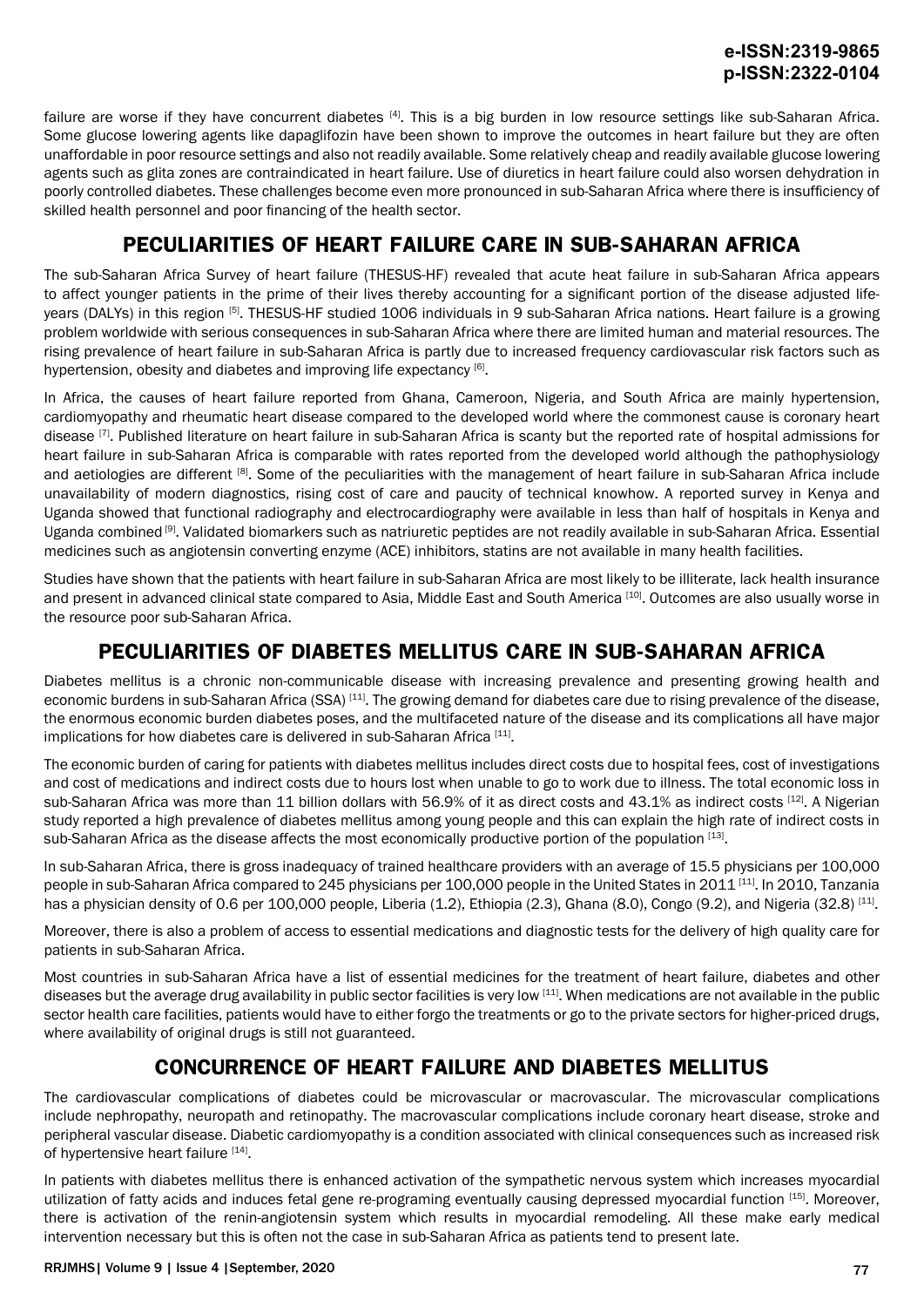failure are worse if they have concurrent diabetes [4]. This is a big burden in low resource settings like sub-Saharan Africa. Some glucose lowering agents like dapaglifozin have been shown to improve the outcomes in heart failure but they are often unaffordable in poor resource settings and also not readily available. Some relatively cheap and readily available glucose lowering agents such as glita zones are contraindicated in heart failure. Use of diuretics in heart failure could also worsen dehydration in poorly controlled diabetes. These challenges become even more pronounced in sub-Saharan Africa where there is insufficiency of skilled health personnel and poor financing of the health sector.

## PECULIARITIES OF HEART FAILURE CARE IN SUB-SAHARAN AFRICA

The sub-Saharan Africa Survey of heart failure (THESUS-HF) revealed that acute heat failure in sub-Saharan Africa appears to affect younger patients in the prime of their lives thereby accounting for a significant portion of the disease adjusted life-years (DALYs) in this region [5]. THESUS-HF studied 1006 individuals in 9 sub-Saharan Africa nations. Heart failure is a growing problem worldwide with serious consequences in sub-Saharan Africa where there are limited human and material resources. The rising prevalence of heart failure in sub-Saharan Africa is partly due to increased frequency cardiovascular risk factors such as hypertension, obesity and diabetes and improving life expectancy [6].

In Africa, the causes of heart failure reported from Ghana, Cameroon, Nigeria, and South Africa are mainly hypertension, cardiomyopathy and rheumatic heart disease compared to the developed world where the commonest cause is coronary heart disease [7]. Published literature on heart failure in sub-Saharan Africa is scanty but the reported rate of hospital admissions for heart failure in sub-Saharan Africa is comparable with rates reported from the developed world although the pathophysiology and aetiologies are different [8]. Some of the peculiarities with the management of heart failure in sub-Saharan Africa include unavailability of modern diagnostics, rising cost of care and paucity of technical knowhow. A reported survey in Kenya and Uganda showed that functional radiography and electrocardiography were available in less than half of hospitals in Kenya and Uganda combined [9]. Validated biomarkers such as natriuretic peptides are not readily available in sub-Saharan Africa. Essential medicines such as angiotensin converting enzyme (ACE) inhibitors, statins are not available in many health facilities.

Studies have shown that the patients with heart failure in sub-Saharan Africa are most likely to be illiterate, lack health insurance and present in advanced clinical state compared to Asia, Middle East and South America [10]. Outcomes are also usually worse in the resource poor sub-Saharan Africa.

## PECULIARITIES OF DIABETES MELLITUS CARE IN SUB-SAHARAN AFRICA

Diabetes mellitus is a chronic non-communicable disease with increasing prevalence and presenting growing health and economic burdens in sub-Saharan Africa (SSA) [11]. The growing demand for diabetes care due to rising prevalence of the disease, the enormous economic burden diabetes poses, and the multifaceted nature of the disease and its complications all have major implications for how diabetes care is delivered in sub-Saharan Africa [11].

The economic burden of caring for patients with diabetes mellitus includes direct costs due to hospital fees, cost of investigations and cost of medications and indirect costs due to hours lost when unable to go to work due to illness. The total economic loss in sub-Saharan Africa was more than 11 billion dollars with 56.9% of it as direct costs and 43.1% as indirect costs [12]. A Nigerian study reported a high prevalence of diabetes mellitus among young people and this can explain the high rate of indirect costs in sub-Saharan Africa as the disease affects the most economically productive portion of the population [13].

In sub-Saharan Africa, there is gross inadequacy of trained healthcare providers with an average of 15.5 physicians per 100,000 people in sub-Saharan Africa compared to 245 physicians per 100,000 people in the United States in 2011 [11]. In 2010, Tanzania has a physician density of 0.6 per 100,000 people, Liberia (1.2), Ethiopia (2.3), Ghana (8.0), Congo (9.2), and Nigeria (32.8) [11].

Moreover, there is also a problem of access to essential medications and diagnostic tests for the delivery of high quality care for patients in sub-Saharan Africa.

Most countries in sub-Saharan Africa have a list of essential medicines for the treatment of heart failure, diabetes and other diseases but the average drug availability in public sector facilities is very low [11]. When medications are not available in the public sector health care facilities, patients would have to either forgo the treatments or go to the private sectors for higher-priced drugs, where availability of original drugs is still not guaranteed.

## CONCURRENCE OF HEART FAILURE AND DIABETES MELLITUS

The cardiovascular complications of diabetes could be microvascular or macrovascular. The microvascular complications include nephropathy, neuropath and retinopathy. The macrovascular complications include coronary heart disease, stroke and peripheral vascular disease. Diabetic cardiomyopathy is a condition associated with clinical consequences such as increased risk of hypertensive heart failure [14].

In patients with diabetes mellitus there is enhanced activation of the sympathetic nervous system which increases myocardial utilization of fatty acids and induces fetal gene re-programing eventually causing depressed myocardial function [15]. Moreover, there is activation of the renin-angiotensin system which results in myocardial remodeling. All these make early medical intervention necessary but this is often not the case in sub-Saharan Africa as patients tend to present late.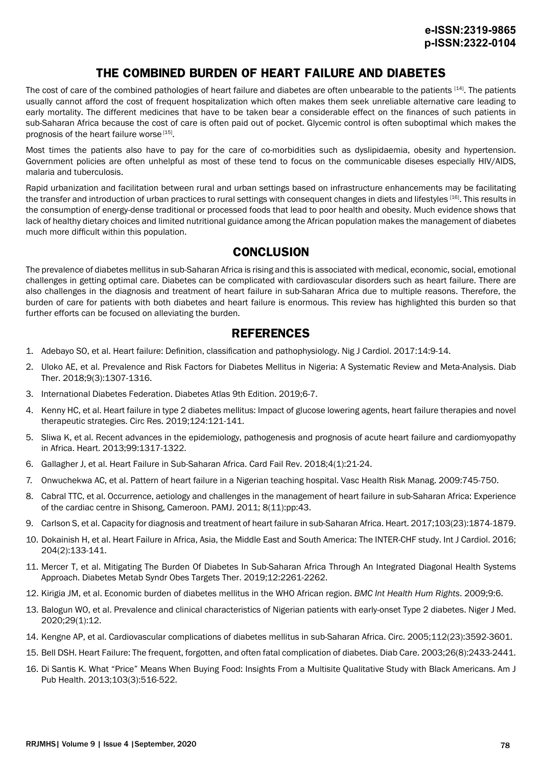## THE COMBINED BURDEN OF HEART FAILURE AND DIABETES

The cost of care of the combined pathologies of heart failure and diabetes are often unbearable to the patients [14]. The patients usually cannot afford the cost of frequent hospitalization which often makes them seek unreliable alternative care leading to early mortality. The different medicines that have to be taken bear a considerable effect on the finances of such patients in sub-Saharan Africa because the cost of care is often paid out of pocket. Glycemic control is often suboptimal which makes the prognosis of the heart failure worse [15].

Most times the patients also have to pay for the care of co-morbidities such as dyslipidaemia, obesity and hypertension. Government policies are often unhelpful as most of these tend to focus on the communicable diseses especially HIV/AIDS, malaria and tuberculosis.

Rapid urbanization and facilitation between rural and urban settings based on infrastructure enhancements may be facilitating the transfer and introduction of urban practices to rural settings with consequent changes in diets and lifestyles [16]. This results in the consumption of energy-dense traditional or processed foods that lead to poor health and obesity. Much evidence shows that lack of healthy dietary choices and limited nutritional guidance among the African population makes the management of diabetes much more difficult within this population.

## CONCLUSION

The prevalence of diabetes mellitus in sub-Saharan Africa is rising and this is associated with medical, economic, social, emotional challenges in getting optimal care. Diabetes can be complicated with cardiovascular disorders such as heart failure. There are also challenges in the diagnosis and treatment of heart failure in sub-Saharan Africa due to multiple reasons. Therefore, the burden of care for patients with both diabetes and heart failure is enormous. This review has highlighted this burden so that further efforts can be focused on alleviating the burden.

## REFERENCES

1. Adebayo SO, et al. Heart failure: Definition, classification and pathophysiology. Nig J Cardiol. 2017:14:9-14.
2. Uloko AE, et al. Prevalence and Risk Factors for Diabetes Mellitus in Nigeria: A Systematic Review and Meta-Analysis. Diab Ther. 2018;9(3):1307-1316.
3. International Diabetes Federation. Diabetes Atlas 9th Edition. 2019;6-7.
4. Kenny HC, et al. Heart failure in type 2 diabetes mellitus: Impact of glucose lowering agents, heart failure therapies and novel therapeutic strategies. Circ Res. 2019;124:121-141.
5. Sliwa K, et al. Recent advances in the epidemiology, pathogenesis and prognosis of acute heart failure and cardiomyopathy in Africa. Heart. 2013;99:1317-1322.
6. Gallagher J, et al. Heart Failure in Sub-Saharan Africa. Card Fail Rev. 2018;4(1):21-24.
7. Onwuchekwa AC, et al. Pattern of heart failure in a Nigerian teaching hospital. Vasc Health Risk Manag. 2009:745-750.
8. Cabral TTC, et al. Occurrence, aetiology and challenges in the management of heart failure in sub-Saharan Africa: Experience of the cardiac centre in Shisong, Cameroon. PAMJ. 2011; 8(11):pp:43.
9. Carlson S, et al. Capacity for diagnosis and treatment of heart failure in sub-Saharan Africa. Heart. 2017;103(23):1874-1879.
10. Dokainish H, et al. Heart Failure in Africa, Asia, the Middle East and South America: The INTER-CHF study. Int J Cardiol. 2016; 204(2):133-141.
11. Mercer T, et al. Mitigating The Burden Of Diabetes In Sub-Saharan Africa Through An Integrated Diagonal Health Systems Approach. Diabetes Metab Syndr Obes Targets Ther. 2019;12:2261-2262.
12. Kirigia JM, et al. Economic burden of diabetes mellitus in the WHO African region. *BMC Int Health Hum Rights*. 2009;9:6.
13. Balogun WO, et al. Prevalence and clinical characteristics of Nigerian patients with early-onset Type 2 diabetes. Niger J Med. 2020;29(1):12.
14. Kengne AP, et al. Cardiovascular complications of diabetes mellitus in sub-Saharan Africa. Circ. 2005;112(23):3592-3601.
15. Bell DSH. Heart Failure: The frequent, forgotten, and often fatal complication of diabetes. Diab Care. 2003;26(8):2433-2441.
16. Di Santis K. What "Price" Means When Buying Food: Insights From a Multisite Qualitative Study with Black Americans. Am J Pub Health. 2013;103(3):516-522.